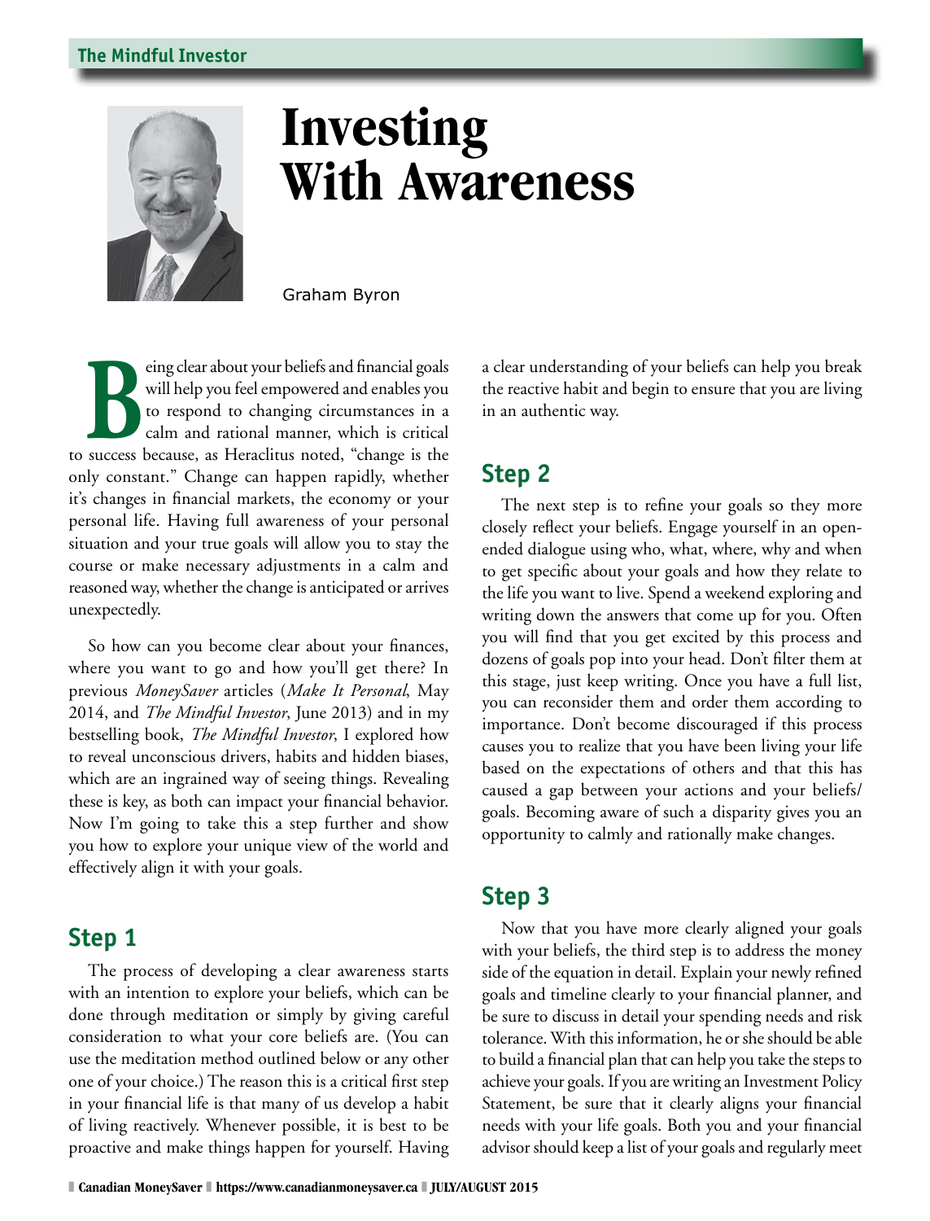# Investing With Awareness

Graham Byron

Being clear about your beliefs and financial goals will help you feel empowered and enables you to respond to changing circumstances in a calm and rational manner, which is critical to success because, as Heraclitus noted, "change is the only constant." Change can happen rapidly, whether it's changes in financial markets, the economy or your personal life. Having full awareness of your personal situation and your true goals will allow you to stay the course or make necessary adjustments in a calm and reasoned way, whether the change is anticipated or arrives unexpectedly.

So how can you become clear about your finances, where you want to go and how you'll get there? In previous *MoneySaver* articles (*Make It Personal*, May 2014, and *The Mindful Investor*, June 2013) and in my bestselling book, *The Mindful Investor*, I explored how to reveal unconscious drivers, habits and hidden biases, which are an ingrained way of seeing things. Revealing these is key, as both can impact your financial behavior. Now I'm going to take this a step further and show you how to explore your unique view of the world and effectively align it with your goals.

## Step 1

The process of developing a clear awareness starts with an intention to explore your beliefs, which can be done through meditation or simply by giving careful consideration to what your core beliefs are. (You can use the meditation method outlined below or any other one of your choice.) The reason this is a critical first step in your financial life is that many of us develop a habit of living reactively. Whenever possible, it is best to be proactive and make things happen for yourself. Having a clear understanding of your beliefs can help you break the reactive habit and begin to ensure that you are living in an authentic way.

## Step 2

The next step is to refine your goals so they more closely reflect your beliefs. Engage yourself in an open-ended dialogue using who, what, where, why and when to get specific about your goals and how they relate to the life you want to live. Spend a weekend exploring and writing down the answers that come up for you. Often you will find that you get excited by this process and dozens of goals pop into your head. Don't filter them at this stage, just keep writing. Once you have a full list, you can reconsider them and order them according to importance. Don't become discouraged if this process causes you to realize that you have been living your life based on the expectations of others and that this has caused a gap between your actions and your beliefs/goals. Becoming aware of such a disparity gives you an opportunity to calmly and rationally make changes.

## Step 3

Now that you have more clearly aligned your goals with your beliefs, the third step is to address the money side of the equation in detail. Explain your newly refined goals and timeline clearly to your financial planner, and be sure to discuss in detail your spending needs and risk tolerance. With this information, he or she should be able to build a financial plan that can help you take the steps to achieve your goals. If you are writing an Investment Policy Statement, be sure that it clearly aligns your financial needs with your life goals. Both you and your financial advisor should keep a list of your goals and regularly meet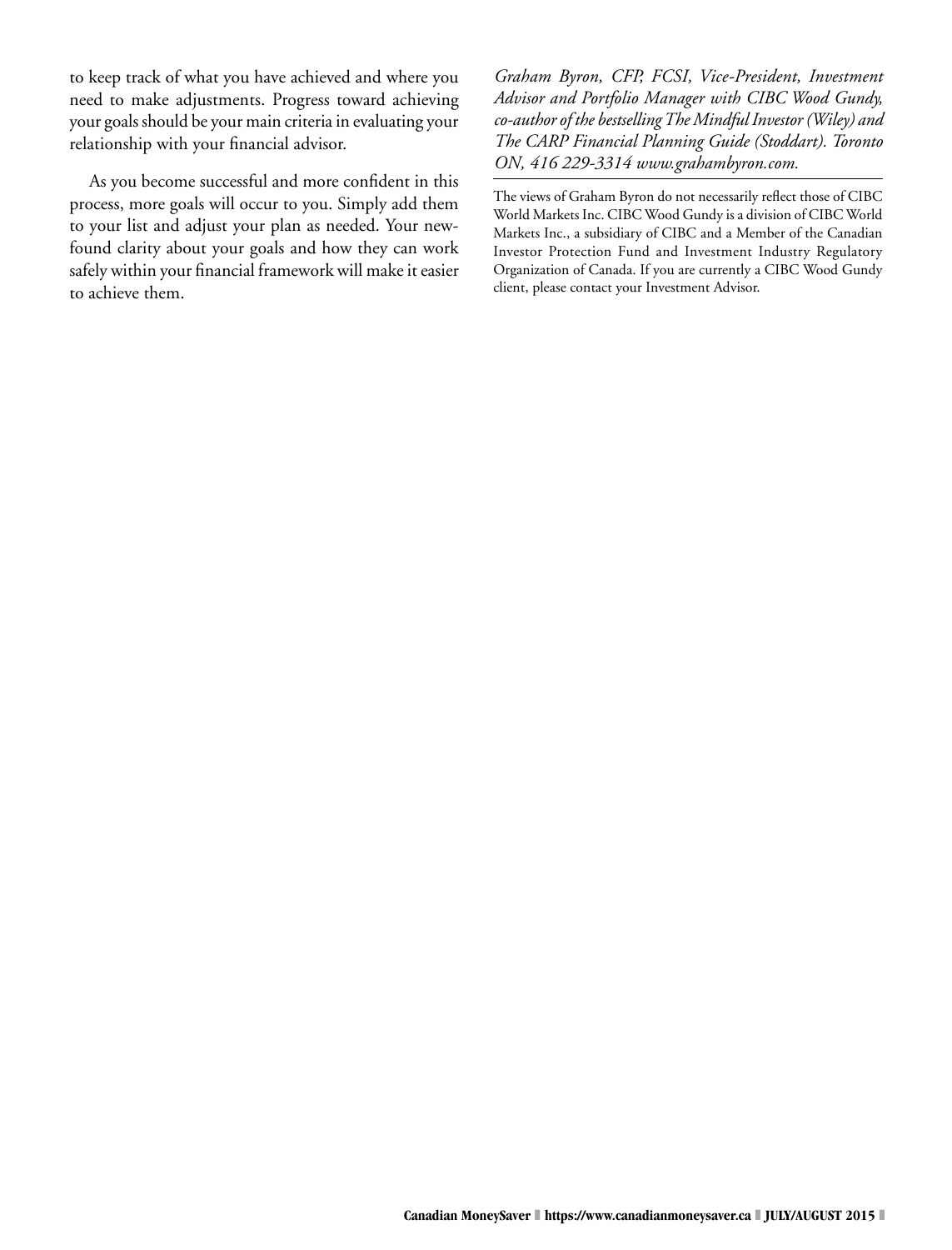to keep track of what you have achieved and where you need to make adjustments. Progress toward achieving your goals should be your main criteria in evaluating your relationship with your financial advisor.

As you become successful and more confident in this process, more goals will occur to you. Simply add them to your list and adjust your plan as needed. Your new-found clarity about your goals and how they can work safely within your financial framework will make it easier to achieve them.

*Graham Byron, CFP, FCSI, Vice-President, Investment Advisor and Portfolio Manager with CIBC Wood Gundy, co-author of the bestselling The Mindful Investor (Wiley) and The CARP Financial Planning Guide (Stoddart). Toronto ON, 416 229-3314 www.grahambyron.com.*

---

The views of Graham Byron do not necessarily reflect those of CIBC World Markets Inc. CIBC Wood Gundy is a division of CIBC World Markets Inc., a subsidiary of CIBC and a Member of the Canadian Investor Protection Fund and Investment Industry Regulatory Organization of Canada. If you are currently a CIBC Wood Gundy client, please contact your Investment Advisor.